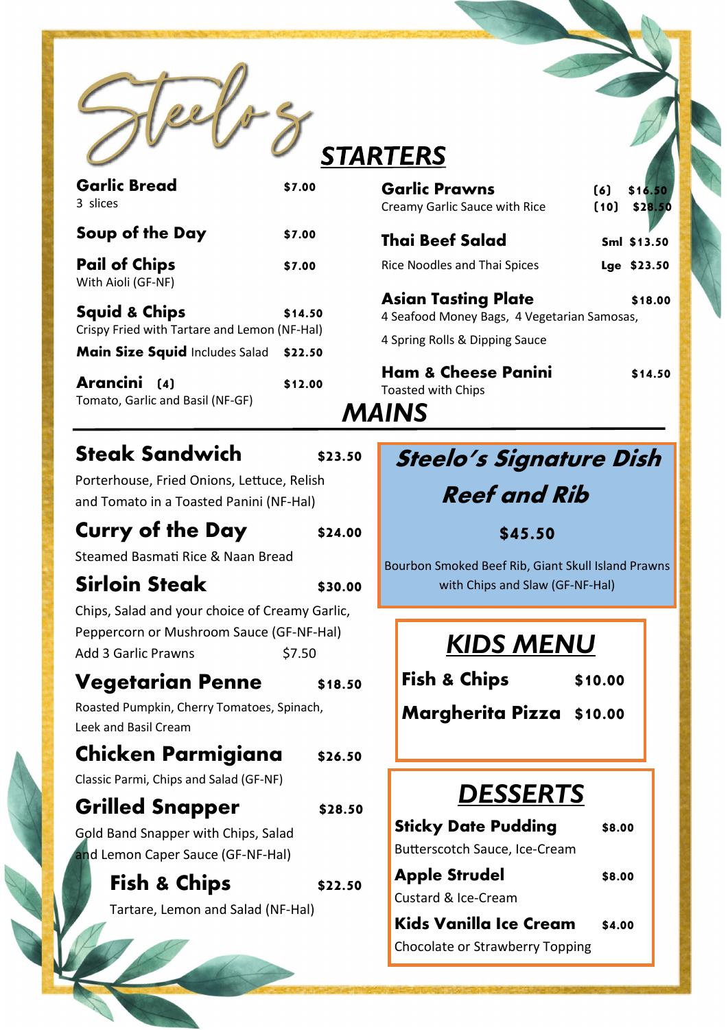# Steelo's

## STARTERS

**Garlic Bread** — $7.00
3 slices

**Soup of the Day** — $7.00

**Pail of Chips** — $7.00
With Aioli (GF-NF)

**Squid & Chips** — $14.50
Crispy Fried with Tartare and Lemon (NF-Hal)

**Main Size Squid** Includes Salad — $22.50

**Arancini (4)** — $12.00
Tomato, Garlic and Basil (NF-GF)

**Garlic Prawns** — (6) $16.50 / (10) $28.50
Creamy Garlic Sauce with Rice

**Thai Beef Salad** — Sml $13.50 / Lge $23.50
Rice Noodles and Thai Spices

**Asian Tasting Plate** — $18.00
4 Seafood Money Bags, 4 Vegetarian Samosas,
4 Spring Rolls & Dipping Sauce

**Ham & Cheese Panini** — $14.50
Toasted with Chips

## MAINS

**Steak Sandwich** — $23.50
Porterhouse, Fried Onions, Lettuce, Relish and Tomato in a Toasted Panini (NF-Hal)

**Curry of the Day** — $24.00
Steamed Basmati Rice & Naan Bread

**Sirloin Steak** — $30.00
Chips, Salad and your choice of Creamy Garlic, Peppercorn or Mushroom Sauce (GF-NF-Hal)
Add 3 Garlic Prawns — $7.50

**Vegetarian Penne** — $18.50
Roasted Pumpkin, Cherry Tomatoes, Spinach, Leek and Basil Cream

**Chicken Parmigiana** — $26.50
Classic Parmi, Chips and Salad (GF-NF)

**Grilled Snapper** — $28.50
Gold Band Snapper with Chips, Salad and Lemon Caper Sauce (GF-NF-Hal)

**Fish & Chips** — $22.50
Tartare, Lemon and Salad (NF-Hal)

### *Steelo's Signature Dish*

### *Reef and Rib*

**$45.50**

Bourbon Smoked Beef Rib, Giant Skull Island Prawns with Chips and Slaw (GF-NF-Hal)

## KIDS MENU

**Fish & Chips** — $10.00

**Margherita Pizza** — $10.00

## DESSERTS

**Sticky Date Pudding** — $8.00
Butterscotch Sauce, Ice-Cream

**Apple Strudel** — $8.00
Custard & Ice-Cream

**Kids Vanilla Ice Cream** — $4.00
Chocolate or Strawberry Topping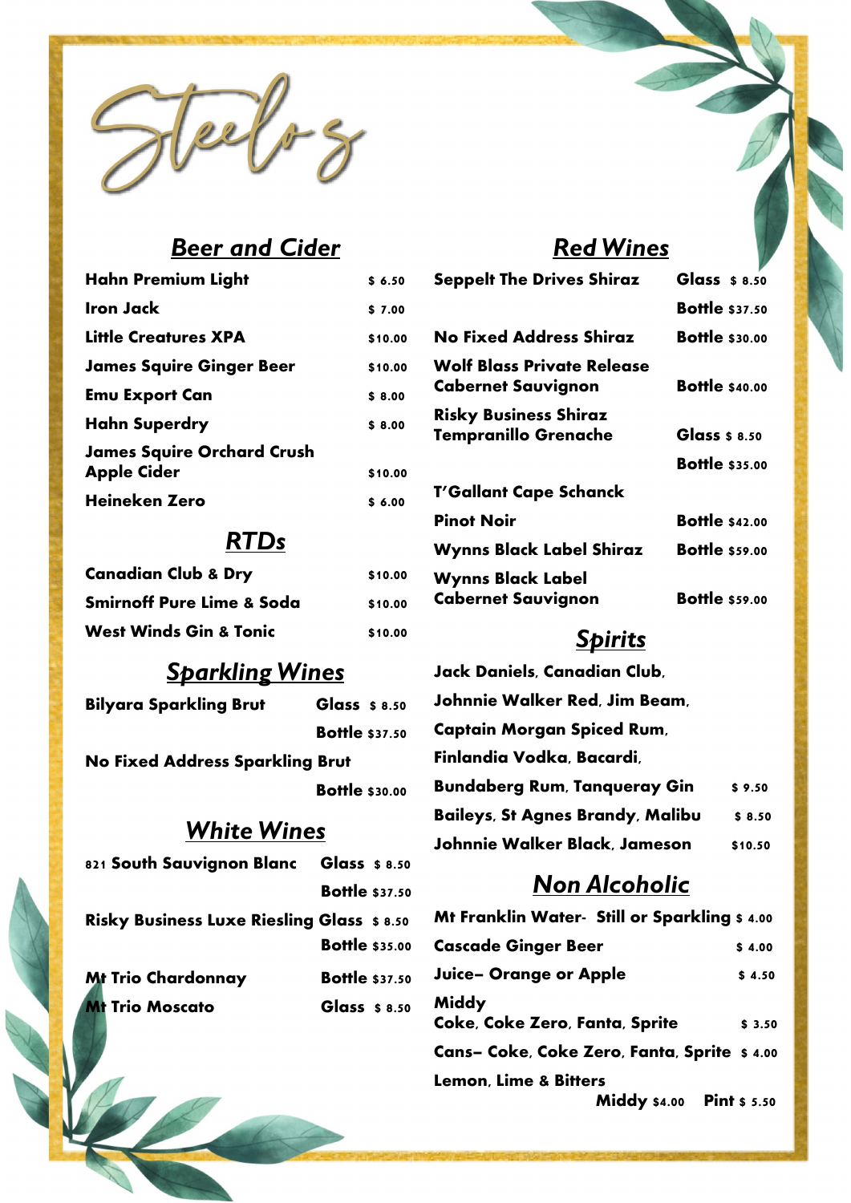# Steelo's

## Beer and Cider

| | |
|---|---|
| Hahn Premium Light | $ 6.50 |
| Iron Jack | $ 7.00 |
| Little Creatures XPA | $10.00 |
| James Squire Ginger Beer | $10.00 |
| Emu Export Can | $ 8.00 |
| Hahn Superdry | $ 8.00 |
| James Squire Orchard Crush Apple Cider | $10.00 |
| Heineken Zero | $ 6.00 |

## RTDs

| | |
|---|---|
| Canadian Club & Dry | $10.00 |
| Smirnoff Pure Lime & Soda | $10.00 |
| West Winds Gin & Tonic | $10.00 |

## Sparkling Wines

| | |
|---|---|
| Bilyara Sparkling Brut | Glass $ 8.50 |
| | Bottle $37.50 |
| No Fixed Address Sparkling Brut | Bottle $30.00 |

## White Wines

| | |
|---|---|
| 821 South Sauvignon Blanc | Glass $ 8.50 |
| | Bottle $37.50 |
| Risky Business Luxe Riesling | Glass $ 8.50 |
| | Bottle $35.00 |
| Mt Trio Chardonnay | Bottle $37.50 |
| Mt Trio Moscato | Glass $ 8.50 |

## Red Wines

| | |
|---|---|
| Seppelt The Drives Shiraz | Glass $ 8.50 |
| | Bottle $37.50 |
| No Fixed Address Shiraz | Bottle $30.00 |
| Wolf Blass Private Release Cabernet Sauvignon | Bottle $40.00 |
| Risky Business Shiraz Tempranillo Grenache | Glass $ 8.50 |
| | Bottle $35.00 |
| T'Gallant Cape Schanck Pinot Noir | Bottle $42.00 |
| Wynns Black Label Shiraz | Bottle $59.00 |
| Wynns Black Label Cabernet Sauvignon | Bottle $59.00 |

## Spirits

| | |
|---|---|
| Jack Daniels, Canadian Club, Johnnie Walker Red, Jim Beam, Captain Morgan Spiced Rum, Finlandia Vodka, Bacardi, Bundaberg Rum, Tanqueray Gin | $ 9.50 |
| Baileys, St Agnes Brandy, Malibu | $ 8.50 |
| Johnnie Walker Black, Jameson | $10.50 |

## Non Alcoholic

| | |
|---|---|
| Mt Franklin Water- Still or Sparkling | $ 4.00 |
| Cascade Ginger Beer | $ 4.00 |
| Juice– Orange or Apple | $ 4.50 |
| Middy Coke, Coke Zero, Fanta, Sprite | $ 3.50 |
| Cans– Coke, Coke Zero, Fanta, Sprite | $ 4.00 |
| Lemon, Lime & Bitters | Middy $4.00 Pint $ 5.50 |